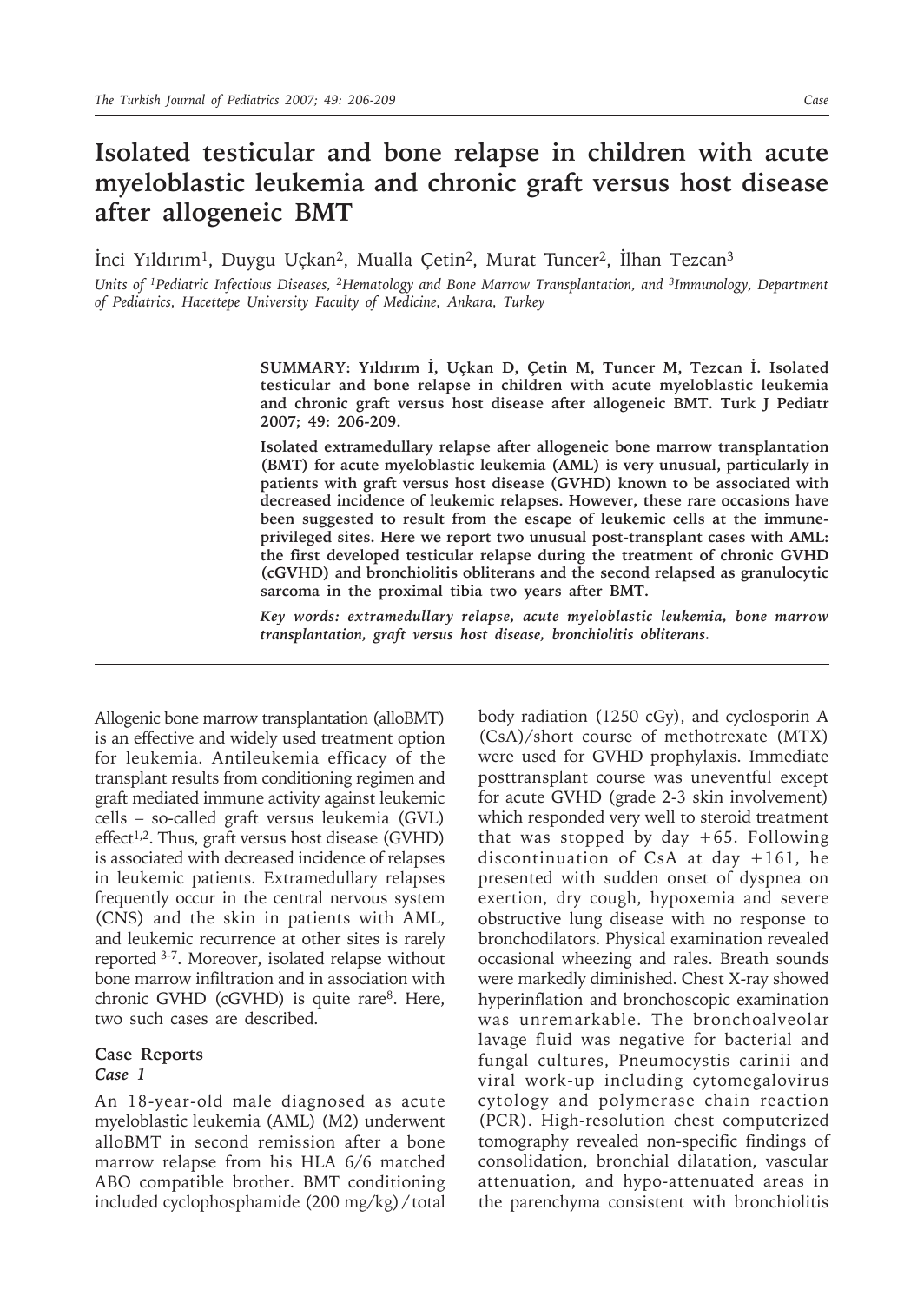# Isolated testicular and bone relapse in children with acute myeloblastic leukemia and chronic graft versus host disease after allogeneic BMT

İnci Yıldırım[1], Duygu Uçkan[2], Mualla Çetin[2], Murat Tuncer[2], İlhan Tezcan[3]

*Units of [1]Pediatric Infectious Diseases, [2]Hematology and Bone Marrow Transplantation, and [3]Immunology, Department of Pediatrics, Hacettepe University Faculty of Medicine, Ankara, Turkey*

**SUMMARY: Yıldırım İ, Uçkan D, Çetin M, Tuncer M, Tezcan İ. Isolated testicular and bone relapse in children with acute myeloblastic leukemia and chronic graft versus host disease after allogeneic BMT. Turk J Pediatr 2007; 49: 206-209.**

**Isolated extramedullary relapse after allogeneic bone marrow transplantation (BMT) for acute myeloblastic leukemia (AML) is very unusual, particularly in patients with graft versus host disease (GVHD) known to be associated with decreased incidence of leukemic relapses. However, these rare occasions have been suggested to result from the escape of leukemic cells at the immune-privileged sites. Here we report two unusual post-transplant cases with AML: the first developed testicular relapse during the treatment of chronic GVHD (cGVHD) and bronchiolitis obliterans and the second relapsed as granulocytic sarcoma in the proximal tibia two years after BMT.**

***Key words: extramedullary relapse, acute myeloblastic leukemia, bone marrow transplantation, graft versus host disease, bronchiolitis obliterans.***

Allogenic bone marrow transplantation (alloBMT) is an effective and widely used treatment option for leukemia. Antileukemia efficacy of the transplant results from conditioning regimen and graft mediated immune activity against leukemic cells – so-called graft versus leukemia (GVL) effect[1,2]. Thus, graft versus host disease (GVHD) is associated with decreased incidence of relapses in leukemic patients. Extramedullary relapses frequently occur in the central nervous system (CNS) and the skin in patients with AML, and leukemic recurrence at other sites is rarely reported [3-7]. Moreover, isolated relapse without bone marrow infiltration and in association with chronic GVHD (cGVHD) is quite rare[8]. Here, two such cases are described.

## Case Reports

### *Case 1*

An 18-year-old male diagnosed as acute myeloblastic leukemia (AML) (M2) underwent alloBMT in second remission after a bone marrow relapse from his HLA 6/6 matched ABO compatible brother. BMT conditioning included cyclophosphamide (200 mg/kg) / total body radiation (1250 cGy), and cyclosporin A (CsA)/short course of methotrexate (MTX) were used for GVHD prophylaxis. Immediate posttransplant course was uneventful except for acute GVHD (grade 2-3 skin involvement) which responded very well to steroid treatment that was stopped by day +65. Following discontinuation of CsA at day +161, he presented with sudden onset of dyspnea on exertion, dry cough, hypoxemia and severe obstructive lung disease with no response to bronchodilators. Physical examination revealed occasional wheezing and rales. Breath sounds were markedly diminished. Chest X-ray showed hyperinflation and bronchoscopic examination was unremarkable. The bronchoalveolar lavage fluid was negative for bacterial and fungal cultures, Pneumocystis carinii and viral work-up including cytomegalovirus cytology and polymerase chain reaction (PCR). High-resolution chest computerized tomography revealed non-specific findings of consolidation, bronchial dilatation, vascular attenuation, and hypo-attenuated areas in the parenchyma consistent with bronchiolitis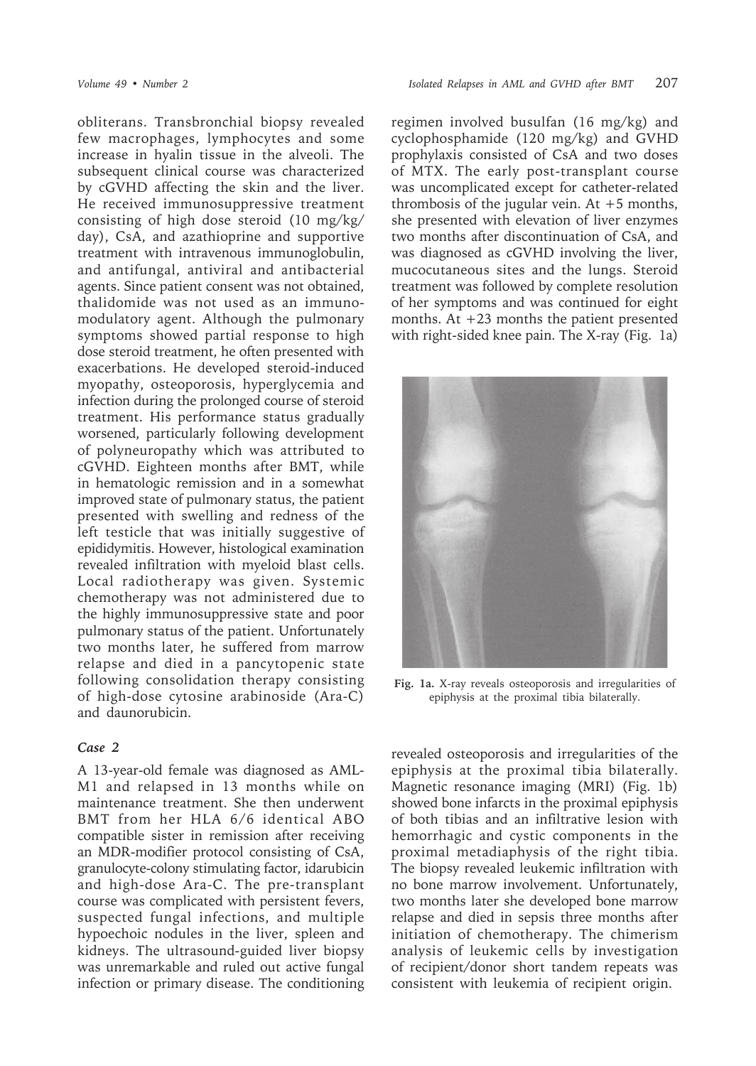obliterans. Transbronchial biopsy revealed few macrophages, lymphocytes and some increase in hyalin tissue in the alveoli. The subsequent clinical course was characterized by cGVHD affecting the skin and the liver. He received immunosuppressive treatment consisting of high dose steroid (10 mg/kg/day), CsA, and azathioprine and supportive treatment with intravenous immunoglobulin, and antifungal, antiviral and antibacterial agents. Since patient consent was not obtained, thalidomide was not used as an immunomodulatory agent. Although the pulmonary symptoms showed partial response to high dose steroid treatment, he often presented with exacerbations. He developed steroid-induced myopathy, osteoporosis, hyperglycemia and infection during the prolonged course of steroid treatment. His performance status gradually worsened, particularly following development of polyneuropathy which was attributed to cGVHD. Eighteen months after BMT, while in hematologic remission and in a somewhat improved state of pulmonary status, the patient presented with swelling and redness of the left testicle that was initially suggestive of epididymitis. However, histological examination revealed infiltration with myeloid blast cells. Local radiotherapy was given. Systemic chemotherapy was not administered due to the highly immunosuppressive state and poor pulmonary status of the patient. Unfortunately two months later, he suffered from marrow relapse and died in a pancytopenic state following consolidation therapy consisting of high-dose cytosine arabinoside (Ara-C) and daunorubicin.

### *Case 2*

A 13-year-old female was diagnosed as AML-M1 and relapsed in 13 months while on maintenance treatment. She then underwent BMT from her HLA 6/6 identical ABO compatible sister in remission after receiving an MDR-modifier protocol consisting of CsA, granulocyte-colony stimulating factor, idarubicin and high-dose Ara-C. The pre-transplant course was complicated with persistent fevers, suspected fungal infections, and multiple hypoechoic nodules in the liver, spleen and kidneys. The ultrasound-guided liver biopsy was unremarkable and ruled out active fungal infection or primary disease. The conditioning regimen involved busulfan (16 mg/kg) and cyclophosphamide (120 mg/kg) and GVHD prophylaxis consisted of CsA and two doses of MTX. The early post-transplant course was uncomplicated except for catheter-related thrombosis of the jugular vein. At +5 months, she presented with elevation of liver enzymes two months after discontinuation of CsA, and was diagnosed as cGVHD involving the liver, mucocutaneous sites and the lungs. Steroid treatment was followed by complete resolution of her symptoms and was continued for eight months. At +23 months the patient presented with right-sided knee pain. The X-ray (Fig. 1a) revealed osteoporosis and irregularities of the epiphysis at the proximal tibia bilaterally. Magnetic resonance imaging (MRI) (Fig. 1b) showed bone infarcts in the proximal epiphysis of both tibias and an infiltrative lesion with hemorrhagic and cystic components in the proximal metadiaphysis of the right tibia. The biopsy revealed leukemic infiltration with no bone marrow involvement. Unfortunately, two months later she developed bone marrow relapse and died in sepsis three months after initiation of chemotherapy. The chimerism analysis of leukemic cells by investigation of recipient/donor short tandem repeats was consistent with leukemia of recipient origin.

**Fig. 1a.** X-ray reveals osteoporosis and irregularities of epiphysis at the proximal tibia bilaterally.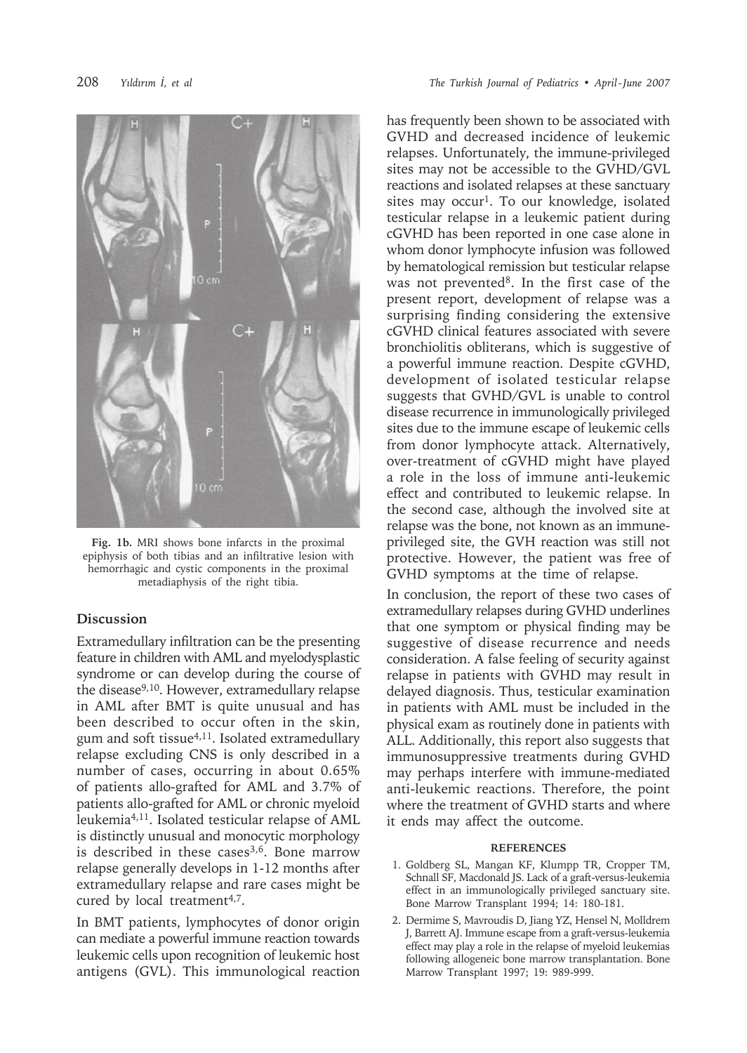**Fig. 1b.** MRI shows bone infarcts in the proximal epiphysis of both tibias and an infiltrative lesion with hemorrhagic and cystic components in the proximal metadiaphysis of the right tibia.

## Discussion

Extramedullary infiltration can be the presenting feature in children with AML and myelodysplastic syndrome or can develop during the course of the disease[9,10]. However, extramedullary relapse in AML after BMT is quite unusual and has been described to occur often in the skin, gum and soft tissue[4,11]. Isolated extramedullary relapse excluding CNS is only described in a number of cases, occurring in about 0.65% of patients allo-grafted for AML and 3.7% of patients allo-grafted for AML or chronic myeloid leukemia[4,11]. Isolated testicular relapse of AML is distinctly unusual and monocytic morphology is described in these cases[3,6]. Bone marrow relapse generally develops in 1-12 months after extramedullary relapse and rare cases might be cured by local treatment[4,7].

In BMT patients, lymphocytes of donor origin can mediate a powerful immune reaction towards leukemic cells upon recognition of leukemic host antigens (GVL). This immunological reaction has frequently been shown to be associated with GVHD and decreased incidence of leukemic relapses. Unfortunately, the immune-privileged sites may not be accessible to the GVHD/GVL reactions and isolated relapses at these sanctuary sites may occur[1]. To our knowledge, isolated testicular relapse in a leukemic patient during cGVHD has been reported in one case alone in whom donor lymphocyte infusion was followed by hematological remission but testicular relapse was not prevented[8]. In the first case of the present report, development of relapse was a surprising finding considering the extensive cGVHD clinical features associated with severe bronchiolitis obliterans, which is suggestive of a powerful immune reaction. Despite cGVHD, development of isolated testicular relapse suggests that GVHD/GVL is unable to control disease recurrence in immunologically privileged sites due to the immune escape of leukemic cells from donor lymphocyte attack. Alternatively, over-treatment of cGVHD might have played a role in the loss of immune anti-leukemic effect and contributed to leukemic relapse. In the second case, although the involved site at relapse was the bone, not known as an immune-privileged site, the GVH reaction was still not protective. However, the patient was free of GVHD symptoms at the time of relapse.

In conclusion, the report of these two cases of extramedullary relapses during GVHD underlines that one symptom or physical finding may be suggestive of disease recurrence and needs consideration. A false feeling of security against relapse in patients with GVHD may result in delayed diagnosis. Thus, testicular examination in patients with AML must be included in the physical exam as routinely done in patients with ALL. Additionally, this report also suggests that immunosuppressive treatments during GVHD may perhaps interfere with immune-mediated anti-leukemic reactions. Therefore, the point where the treatment of GVHD starts and where it ends may affect the outcome.

### REFERENCES

1. Goldberg SL, Mangan KF, Klumpp TR, Cropper TM, Schnall SF, Macdonald JS. Lack of a graft-versus-leukemia effect in an immunologically privileged sanctuary site. Bone Marrow Transplant 1994; 14: 180-181.
2. Dermime S, Mavroudis D, Jiang YZ, Hensel N, Molldrem J, Barrett AJ. Immune escape from a graft-versus-leukemia effect may play a role in the relapse of myeloid leukemias following allogeneic bone marrow transplantation. Bone Marrow Transplant 1997; 19: 989-999.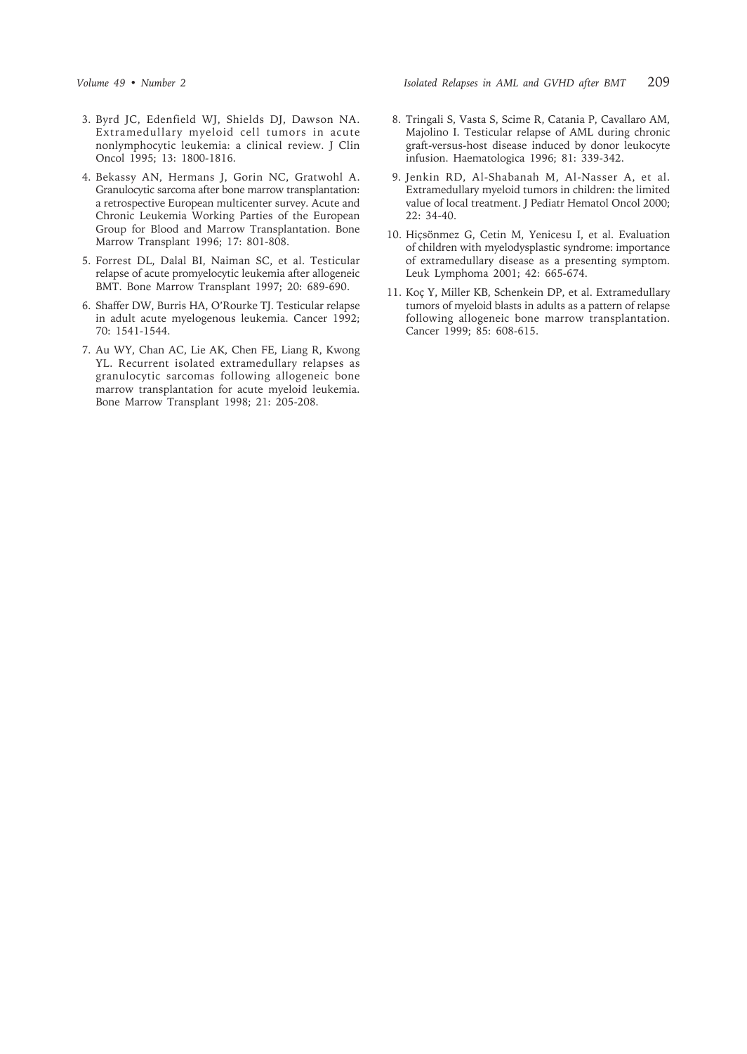3. Byrd JC, Edenfield WJ, Shields DJ, Dawson NA. Extramedullary myeloid cell tumors in acute nonlymphocytic leukemia: a clinical review. J Clin Oncol 1995; 13: 1800-1816.
4. Bekassy AN, Hermans J, Gorin NC, Gratwohl A. Granulocytic sarcoma after bone marrow transplantation: a retrospective European multicenter survey. Acute and Chronic Leukemia Working Parties of the European Group for Blood and Marrow Transplantation. Bone Marrow Transplant 1996; 17: 801-808.
5. Forrest DL, Dalal BI, Naiman SC, et al. Testicular relapse of acute promyelocytic leukemia after allogeneic BMT. Bone Marrow Transplant 1997; 20: 689-690.
6. Shaffer DW, Burris HA, O'Rourke TJ. Testicular relapse in adult acute myelogenous leukemia. Cancer 1992; 70: 1541-1544.
7. Au WY, Chan AC, Lie AK, Chen FE, Liang R, Kwong YL. Recurrent isolated extramedullary relapses as granulocytic sarcomas following allogeneic bone marrow transplantation for acute myeloid leukemia. Bone Marrow Transplant 1998; 21: 205-208.
8. Tringali S, Vasta S, Scime R, Catania P, Cavallaro AM, Majolino I. Testicular relapse of AML during chronic graft-versus-host disease induced by donor leukocyte infusion. Haematologica 1996; 81: 339-342.
9. Jenkin RD, Al-Shabanah M, Al-Nasser A, et al. Extramedullary myeloid tumors in children: the limited value of local treatment. J Pediatr Hematol Oncol 2000; 22: 34-40.
10. Hiçsönmez G, Cetin M, Yenicesu I, et al. Evaluation of children with myelodysplastic syndrome: importance of extramedullary disease as a presenting symptom. Leuk Lymphoma 2001; 42: 665-674.
11. Koç Y, Miller KB, Schenkein DP, et al. Extramedullary tumors of myeloid blasts in adults as a pattern of relapse following allogeneic bone marrow transplantation. Cancer 1999; 85: 608-615.